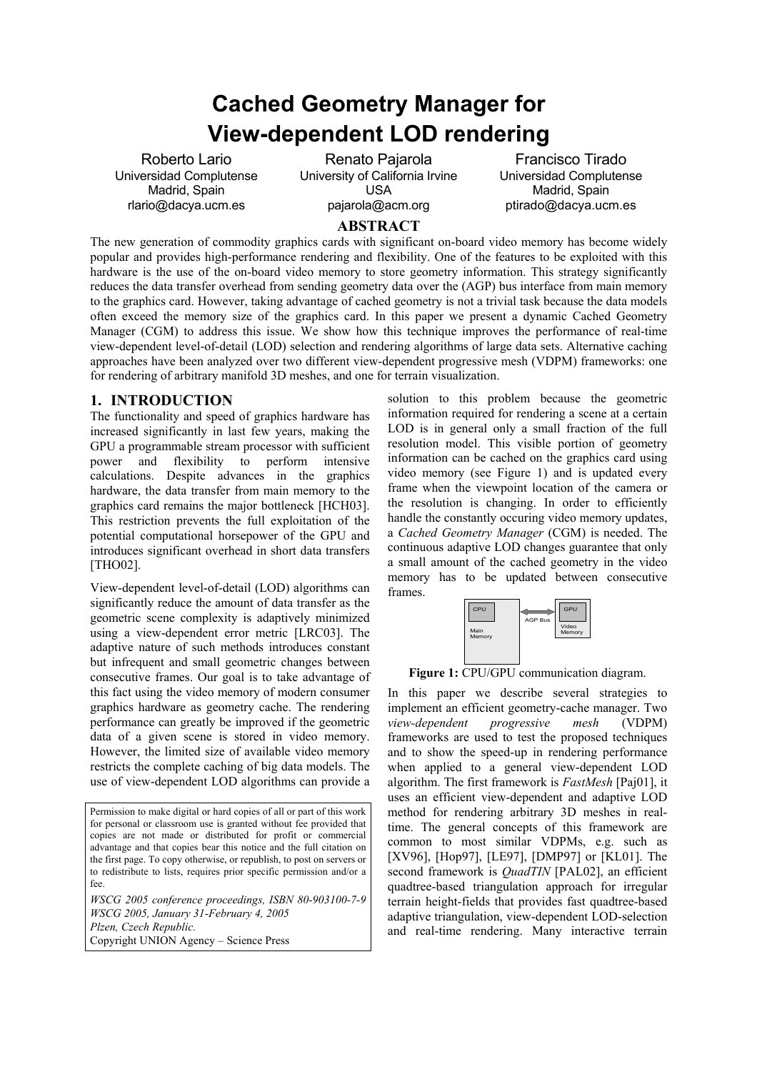# Cached Geometry Manager for View-dependent LOD rendering

Roberto Lario
Universidad Complutense
Madrid, Spain
rlario@dacya.ucm.es

Renato Pajarola
University of California Irvine
USA
pajarola@acm.org

Francisco Tirado
Universidad Complutense
Madrid, Spain
ptirado@dacya.ucm.es

## ABSTRACT

The new generation of commodity graphics cards with significant on-board video memory has become widely popular and provides high-performance rendering and flexibility. One of the features to be exploited with this hardware is the use of the on-board video memory to store geometry information. This strategy significantly reduces the data transfer overhead from sending geometry data over the (AGP) bus interface from main memory to the graphics card. However, taking advantage of cached geometry is not a trivial task because the data models often exceed the memory size of the graphics card. In this paper we present a dynamic Cached Geometry Manager (CGM) to address this issue. We show how this technique improves the performance of real-time view-dependent level-of-detail (LOD) selection and rendering algorithms of large data sets. Alternative caching approaches have been analyzed over two different view-dependent progressive mesh (VDPM) frameworks: one for rendering of arbitrary manifold 3D meshes, and one for terrain visualization.

## 1. INTRODUCTION

The functionality and speed of graphics hardware has increased significantly in last few years, making the GPU a programmable stream processor with sufficient power and flexibility to perform intensive calculations. Despite advances in the graphics hardware, the data transfer from main memory to the graphics card remains the major bottleneck [HCH03]. This restriction prevents the full exploitation of the potential computational horsepower of the GPU and introduces significant overhead in short data transfers [THO02].

View-dependent level-of-detail (LOD) algorithms can significantly reduce the amount of data transfer as the geometric scene complexity is adaptively minimized using a view-dependent error metric [LRC03]. The adaptive nature of such methods introduces constant but infrequent and small geometric changes between consecutive frames. Our goal is to take advantage of this fact using the video memory of modern consumer graphics hardware as geometry cache. The rendering performance can greatly be improved if the geometric data of a given scene is stored in video memory. However, the limited size of available video memory restricts the complete caching of big data models. The use of view-dependent LOD algorithms can provide a solution to this problem because the geometric information required for rendering a scene at a certain LOD is in general only a small fraction of the full resolution model. This visible portion of geometry information can be cached on the graphics card using video memory (see Figure 1) and is updated every frame when the viewpoint location of the camera or the resolution is changing. In order to efficiently handle the constantly occuring video memory updates, a *Cached Geometry Manager* (CGM) is needed. The continuous adaptive LOD changes guarantee that only a small amount of the cached geometry in the video memory has to be updated between consecutive frames.

CPU | Main Memory | AGP Bus | GPU | Video Memory

**Figure 1:** CPU/GPU communication diagram.

In this paper we describe several strategies to implement an efficient geometry-cache manager. Two *view-dependent progressive mesh* (VDPM) frameworks are used to test the proposed techniques and to show the speed-up in rendering performance when applied to a general view-dependent LOD algorithm. The first framework is *FastMesh* [Paj01], it uses an efficient view-dependent and adaptive LOD method for rendering arbitrary 3D meshes in real-time. The general concepts of this framework are common to most similar VDPMs, e.g. such as [XV96], [Hop97], [LE97], [DMP97] or [KL01]. The second framework is *QuadTIN* [PAL02], an efficient quadtree-based triangulation approach for irregular terrain height-fields that provides fast quadtree-based adaptive triangulation, view-dependent LOD-selection and real-time rendering. Many interactive terrain

Permission to make digital or hard copies of all or part of this work for personal or classroom use is granted without fee provided that copies are not made or distributed for profit or commercial advantage and that copies bear this notice and the full citation on the first page. To copy otherwise, or republish, to post on servers or to redistribute to lists, requires prior specific permission and/or a fee.

*WSCG 2005 conference proceedings, ISBN 80-903100-7-9*
*WSCG 2005, January 31-February 4, 2005*
*Plzen, Czech Republic.*
Copyright UNION Agency – Science Press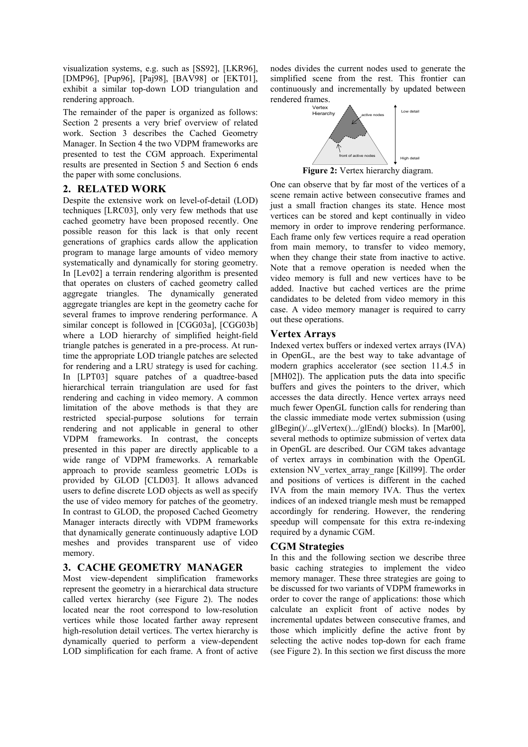visualization systems, e.g. such as [SS92], [LKR96], [DMP96], [Pup96], [Paj98], [BAV98] or [EKT01], exhibit a similar top-down LOD triangulation and rendering approach.

The remainder of the paper is organized as follows: Section 2 presents a very brief overview of related work. Section 3 describes the Cached Geometry Manager. In Section 4 the two VDPM frameworks are presented to test the CGM approach. Experimental results are presented in Section 5 and Section 6 ends the paper with some conclusions.

## 2. RELATED WORK

Despite the extensive work on level-of-detail (LOD) techniques [LRC03], only very few methods that use cached geometry have been proposed recently. One possible reason for this lack is that only recent generations of graphics cards allow the application program to manage large amounts of video memory systematically and dynamically for storing geometry. In [Lev02] a terrain rendering algorithm is presented that operates on clusters of cached geometry called aggregate triangles. The dynamically generated aggregate triangles are kept in the geometry cache for several frames to improve rendering performance. A similar concept is followed in [CGG03a], [CGG03b] where a LOD hierarchy of simplified height-field triangle patches is generated in a pre-process. At run-time the appropriate LOD triangle patches are selected for rendering and a LRU strategy is used for caching. In [LPT03] square patches of a quadtree-based hierarchical terrain triangulation are used for fast rendering and caching in video memory. A common limitation of the above methods is that they are restricted special-purpose solutions for terrain rendering and not applicable in general to other VDPM frameworks. In contrast, the concepts presented in this paper are directly applicable to a wide range of VDPM frameworks. A remarkable approach to provide seamless geometric LODs is provided by GLOD [CLD03]. It allows advanced users to define discrete LOD objects as well as specify the use of video memory for patches of the geometry. In contrast to GLOD, the proposed Cached Geometry Manager interacts directly with VDPM frameworks that dynamically generate continuously adaptive LOD meshes and provides transparent use of video memory.

## 3. CACHE GEOMETRY MANAGER

Most view-dependent simplification frameworks represent the geometry in a hierarchical data structure called vertex hierarchy (see Figure 2). The nodes located near the root correspond to low-resolution vertices while those located farther away represent high-resolution detail vertices. The vertex hierarchy is dynamically queried to perform a view-dependent LOD simplification for each frame. A front of active nodes divides the current nodes used to generate the simplified scene from the rest. This frontier can continuously and incrementally by updated between rendered frames.

**Figure 2:** Vertex hierarchy diagram.

One can observe that by far most of the vertices of a scene remain active between consecutive frames and just a small fraction changes its state. Hence most vertices can be stored and kept continually in video memory in order to improve rendering performance. Each frame only few vertices require a read operation from main memory, to transfer to video memory, when they change their state from inactive to active. Note that a remove operation is needed when the video memory is full and new vertices have to be added. Inactive but cached vertices are the prime candidates to be deleted from video memory in this case. A video memory manager is required to carry out these operations.

### Vertex Arrays

Indexed vertex buffers or indexed vertex arrays (IVA) in OpenGL, are the best way to take advantage of modern graphics accelerator (see section 11.4.5 in [MH02]). The application puts the data into specific buffers and gives the pointers to the driver, which accesses the data directly. Hence vertex arrays need much fewer OpenGL function calls for rendering than the classic immediate mode vertex submission (using glBegin()/...glVertex().../glEnd() blocks). In [Mar00], several methods to optimize submission of vertex data in OpenGL are described. Our CGM takes advantage of vertex arrays in combination with the OpenGL extension NV_vertex_array_range [Kill99]. The order and positions of vertices is different in the cached IVA from the main memory IVA. Thus the vertex indices of an indexed triangle mesh must be remapped accordingly for rendering. However, the rendering speedup will compensate for this extra re-indexing required by a dynamic CGM.

### CGM Strategies

In this and the following section we describe three basic caching strategies to implement the video memory manager. These three strategies are going to be discussed for two variants of VDPM frameworks in order to cover the range of applications: those which calculate an explicit front of active nodes by incremental updates between consecutive frames, and those which implicitly define the active front by selecting the active nodes top-down for each frame (see Figure 2). In this section we first discuss the more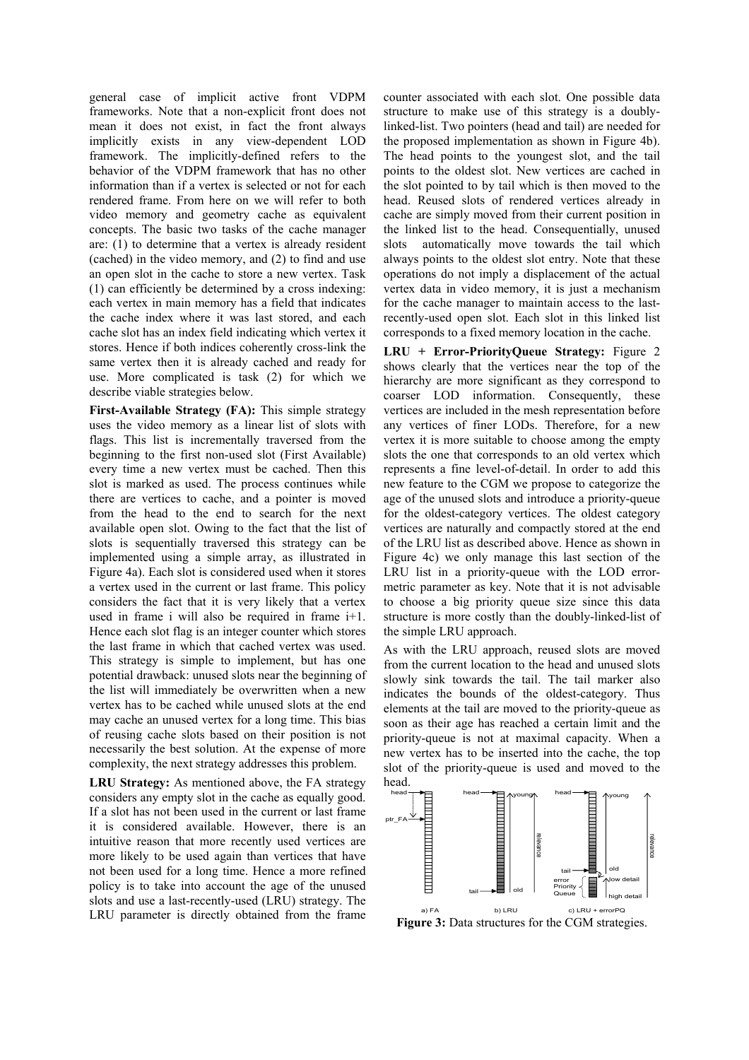general case of implicit active front VDPM frameworks. Note that a non-explicit front does not mean it does not exist, in fact the front always implicitly exists in any view-dependent LOD framework. The implicitly-defined refers to the behavior of the VDPM framework that has no other information than if a vertex is selected or not for each rendered frame. From here on we will refer to both video memory and geometry cache as equivalent concepts. The basic two tasks of the cache manager are: (1) to determine that a vertex is already resident (cached) in the video memory, and (2) to find and use an open slot in the cache to store a new vertex. Task (1) can efficiently be determined by a cross indexing: each vertex in main memory has a field that indicates the cache index where it was last stored, and each cache slot has an index field indicating which vertex it stores. Hence if both indices coherently cross-link the same vertex then it is already cached and ready for use. More complicated is task (2) for which we describe viable strategies below.

**First-Available Strategy (FA):** This simple strategy uses the video memory as a linear list of slots with flags. This list is incrementally traversed from the beginning to the first non-used slot (First Available) every time a new vertex must be cached. Then this slot is marked as used. The process continues while there are vertices to cache, and a pointer is moved from the head to the end to search for the next available open slot. Owing to the fact that the list of slots is sequentially traversed this strategy can be implemented using a simple array, as illustrated in Figure 4a). Each slot is considered used when it stores a vertex used in the current or last frame. This policy considers the fact that it is very likely that a vertex used in frame i will also be required in frame i+1. Hence each slot flag is an integer counter which stores the last frame in which that cached vertex was used. This strategy is simple to implement, but has one potential drawback: unused slots near the beginning of the list will immediately be overwritten when a new vertex has to be cached while unused slots at the end may cache an unused vertex for a long time. This bias of reusing cache slots based on their position is not necessarily the best solution. At the expense of more complexity, the next strategy addresses this problem.

**LRU Strategy:** As mentioned above, the FA strategy considers any empty slot in the cache as equally good. If a slot has not been used in the current or last frame it is considered available. However, there is an intuitive reason that more recently used vertices are more likely to be used again than vertices that have not been used for a long time. Hence a more refined policy is to take into account the age of the unused slots and use a last-recently-used (LRU) strategy. The LRU parameter is directly obtained from the frame counter associated with each slot. One possible data structure to make use of this strategy is a doubly-linked-list. Two pointers (head and tail) are needed for the proposed implementation as shown in Figure 4b). The head points to the youngest slot, and the tail points to the oldest slot. New vertices are cached in the slot pointed to by tail which is then moved to the head. Reused slots of rendered vertices already in cache are simply moved from their current position in the linked list to the head. Consequentially, unused slots automatically move towards the tail which always points to the oldest slot entry. Note that these operations do not imply a displacement of the actual vertex data in video memory, it is just a mechanism for the cache manager to maintain access to the last-recently-used open slot. Each slot in this linked list corresponds to a fixed memory location in the cache.

**LRU + Error-PriorityQueue Strategy:** Figure 2 shows clearly that the vertices near the top of the hierarchy are more significant as they correspond to coarser LOD information. Consequently, these vertices are included in the mesh representation before any vertices of finer LODs. Therefore, for a new vertex it is more suitable to choose among the empty slots the one that corresponds to an old vertex which represents a fine level-of-detail. In order to add this new feature to the CGM we propose to categorize the age of the unused slots and introduce a priority-queue for the oldest-category vertices. The oldest category vertices are naturally and compactly stored at the end of the LRU list as described above. Hence as shown in Figure 4c) we only manage this last section of the LRU list in a priority-queue with the LOD error-metric parameter as key. Note that it is not advisable to choose a big priority queue size since this data structure is more costly than the doubly-linked-list of the simple LRU approach.

As with the LRU approach, reused slots are moved from the current location to the head and unused slots slowly sink towards the tail. The tail marker also indicates the bounds of the oldest-category. Thus elements at the tail are moved to the priority-queue as soon as their age has reached a certain limit and the priority-queue is not at maximal capacity. When a new vertex has to be inserted into the cache, the top slot of the priority-queue is used and moved to the head.

**Figure 3:** Data structures for the CGM strategies.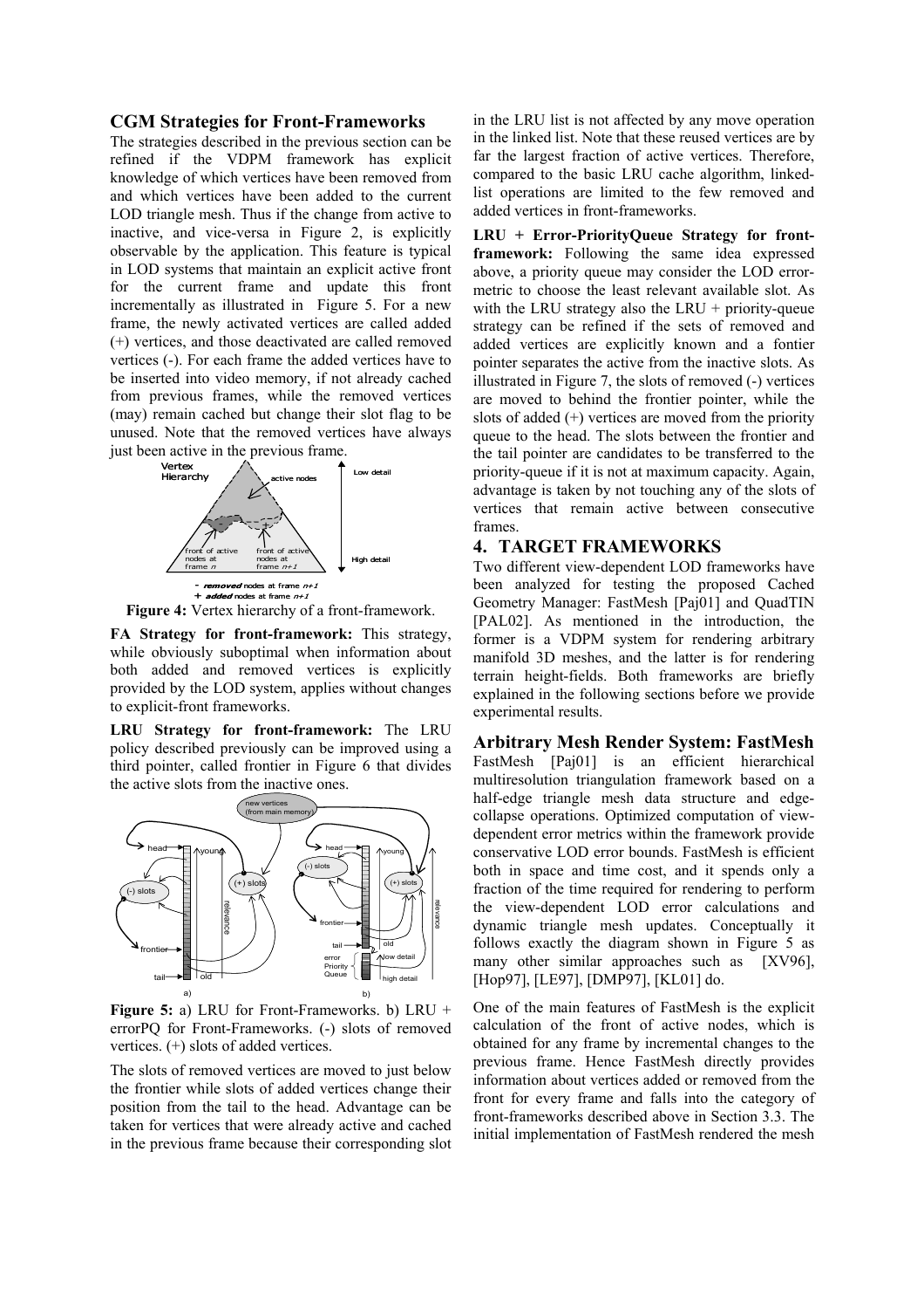### CGM Strategies for Front-Frameworks

The strategies described in the previous section can be refined if the VDPM framework has explicit knowledge of which vertices have been removed from and which vertices have been added to the current LOD triangle mesh. Thus if the change from active to inactive, and vice-versa in Figure 2, is explicitly observable by the application. This feature is typical in LOD systems that maintain an explicit active front for the current frame and update this front incrementally as illustrated in Figure 5. For a new frame, the newly activated vertices are called added (+) vertices, and those deactivated are called removed vertices (-). For each frame the added vertices have to be inserted into video memory, if not already cached from previous frames, while the removed vertices (may) remain cached but change their slot flag to be unused. Note that the removed vertices have always just been active in the previous frame.

**Figure 4:** Vertex hierarchy of a front-framework.

**FA Strategy for front-framework:** This strategy, while obviously suboptimal when information about both added and removed vertices is explicitly provided by the LOD system, applies without changes to explicit-front frameworks.

**LRU Strategy for front-framework:** The LRU policy described previously can be improved using a third pointer, called frontier in Figure 6 that divides the active slots from the inactive ones.

**Figure 5:** a) LRU for Front-Frameworks. b) LRU + errorPQ for Front-Frameworks. (-) slots of removed vertices. (+) slots of added vertices.

The slots of removed vertices are moved to just below the frontier while slots of added vertices change their position from the tail to the head. Advantage can be taken for vertices that were already active and cached in the previous frame because their corresponding slot in the LRU list is not affected by any move operation in the linked list. Note that these reused vertices are by far the largest fraction of active vertices. Therefore, compared to the basic LRU cache algorithm, linked-list operations are limited to the few removed and added vertices in front-frameworks.

**LRU + Error-PriorityQueue Strategy for front-framework:** Following the same idea expressed above, a priority queue may consider the LOD error-metric to choose the least relevant available slot. As with the LRU strategy also the LRU + priority-queue strategy can be refined if the sets of removed and added vertices are explicitly known and a fontier pointer separates the active from the inactive slots. As illustrated in Figure 7, the slots of removed (-) vertices are moved to behind the frontier pointer, while the slots of added (+) vertices are moved from the priority queue to the head. The slots between the frontier and the tail pointer are candidates to be transferred to the priority-queue if it is not at maximum capacity. Again, advantage is taken by not touching any of the slots of vertices that remain active between consecutive frames.

## 4. TARGET FRAMEWORKS

Two different view-dependent LOD frameworks have been analyzed for testing the proposed Cached Geometry Manager: FastMesh [Paj01] and QuadTIN [PAL02]. As mentioned in the introduction, the former is a VDPM system for rendering arbitrary manifold 3D meshes, and the latter is for rendering terrain height-fields. Both frameworks are briefly explained in the following sections before we provide experimental results.

### Arbitrary Mesh Render System: FastMesh

FastMesh [Paj01] is an efficient hierarchical multiresolution triangulation framework based on a half-edge triangle mesh data structure and edge-collapse operations. Optimized computation of view-dependent error metrics within the framework provide conservative LOD error bounds. FastMesh is efficient both in space and time cost, and it spends only a fraction of the time required for rendering to perform the view-dependent LOD error calculations and dynamic triangle mesh updates. Conceptually it follows exactly the diagram shown in Figure 5 as many other similar approaches such as [XV96], [Hop97], [LE97], [DMP97], [KL01] do.

One of the main features of FastMesh is the explicit calculation of the front of active nodes, which is obtained for any frame by incremental changes to the previous frame. Hence FastMesh directly provides information about vertices added or removed from the front for every frame and falls into the category of front-frameworks described above in Section 3.3. The initial implementation of FastMesh rendered the mesh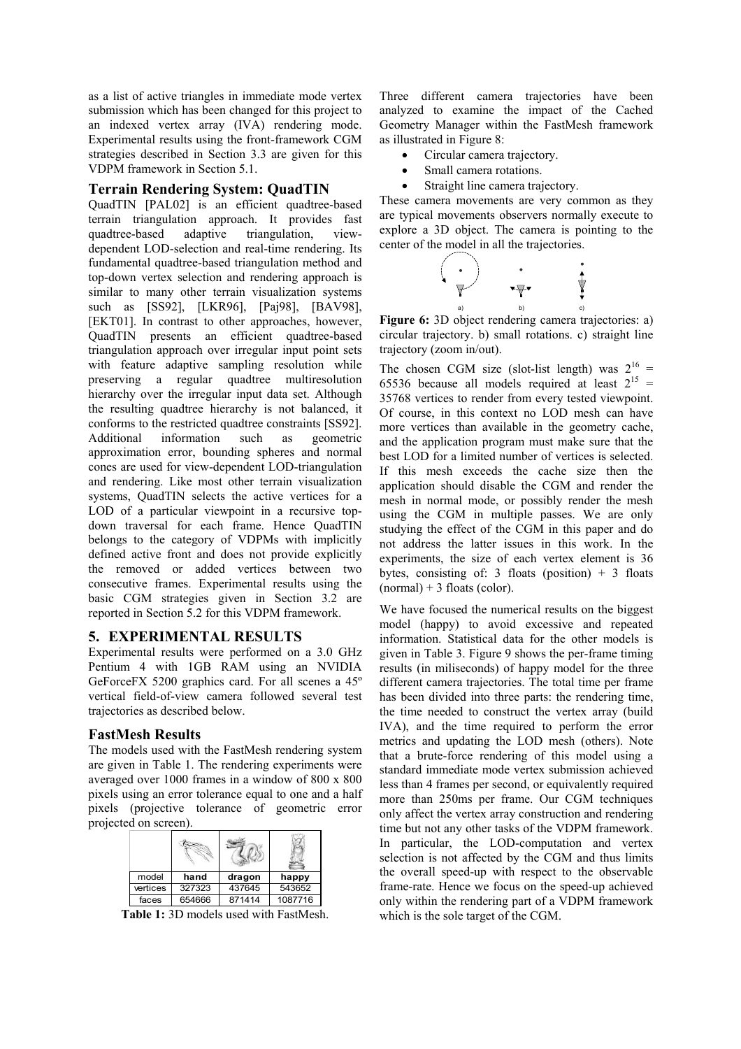as a list of active triangles in immediate mode vertex submission which has been changed for this project to an indexed vertex array (IVA) rendering mode. Experimental results using the front-framework CGM strategies described in Section 3.3 are given for this VDPM framework in Section 5.1.

### Terrain Rendering System: QuadTIN

QuadTIN [PAL02] is an efficient quadtree-based terrain triangulation approach. It provides fast quadtree-based adaptive triangulation, view-dependent LOD-selection and real-time rendering. Its fundamental quadtree-based triangulation method and top-down vertex selection and rendering approach is similar to many other terrain visualization systems such as [SS92], [LKR96], [Paj98], [BAV98], [EKT01]. In contrast to other approaches, however, QuadTIN presents an efficient quadtree-based triangulation approach over irregular input point sets with feature adaptive sampling resolution while preserving a regular quadtree multiresolution hierarchy over the irregular input data set. Although the resulting quadtree hierarchy is not balanced, it conforms to the restricted quadtree constraints [SS92]. Additional information such as geometric approximation error, bounding spheres and normal cones are used for view-dependent LOD-triangulation and rendering. Like most other terrain visualization systems, QuadTIN selects the active vertices for a LOD of a particular viewpoint in a recursive top-down traversal for each frame. Hence QuadTIN belongs to the category of VDPMs with implicitly defined active front and does not provide explicitly the removed or added vertices between two consecutive frames. Experimental results using the basic CGM strategies given in Section 3.2 are reported in Section 5.2 for this VDPM framework.

## 5. EXPERIMENTAL RESULTS

Experimental results were performed on a 3.0 GHz Pentium 4 with 1GB RAM using an NVIDIA GeForceFX 5200 graphics card. For all scenes a 45º vertical field-of-view camera followed several test trajectories as described below.

### FastMesh Results

The models used with the FastMesh rendering system are given in Table 1. The rendering experiments were averaged over 1000 frames in a window of 800 x 800 pixels using an error tolerance equal to one and a half pixels (projective tolerance of geometric error projected on screen).

| model | hand | dragon | happy |
|---|---|---|---|
| vertices | 327323 | 437645 | 543652 |
| faces | 654666 | 871414 | 1087716 |

**Table 1:** 3D models used with FastMesh.

Three different camera trajectories have been analyzed to examine the impact of the Cached Geometry Manager within the FastMesh framework as illustrated in Figure 8:

- Circular camera trajectory.
- Small camera rotations.
- Straight line camera trajectory.

These camera movements are very common as they are typical movements observers normally execute to explore a 3D object. The camera is pointing to the center of the model in all the trajectories.

**Figure 6:** 3D object rendering camera trajectories: a) circular trajectory. b) small rotations. c) straight line trajectory (zoom in/out).

The chosen CGM size (slot-list length) was $2^{16}$ = 65536 because all models required at least $2^{15}$ = 35768 vertices to render from every tested viewpoint. Of course, in this context no LOD mesh can have more vertices than available in the geometry cache, and the application program must make sure that the best LOD for a limited number of vertices is selected. If this mesh exceeds the cache size then the application should disable the CGM and render the mesh in normal mode, or possibly render the mesh using the CGM in multiple passes. We are only studying the effect of the CGM in this paper and do not address the latter issues in this work. In the experiments, the size of each vertex element is 36 bytes, consisting of: 3 floats (position) + 3 floats (normal) + 3 floats (color).

We have focused the numerical results on the biggest model (happy) to avoid excessive and repeated information. Statistical data for the other models is given in Table 3. Figure 9 shows the per-frame timing results (in miliseconds) of happy model for the three different camera trajectories. The total time per frame has been divided into three parts: the rendering time, the time needed to construct the vertex array (build IVA), and the time required to perform the error metrics and updating the LOD mesh (others). Note that a brute-force rendering of this model using a standard immediate mode vertex submission achieved less than 4 frames per second, or equivalently required more than 250ms per frame. Our CGM techniques only affect the vertex array construction and rendering time but not any other tasks of the VDPM framework. In particular, the LOD-computation and vertex selection is not affected by the CGM and thus limits the overall speed-up with respect to the observable frame-rate. Hence we focus on the speed-up achieved only within the rendering part of a VDPM framework which is the sole target of the CGM.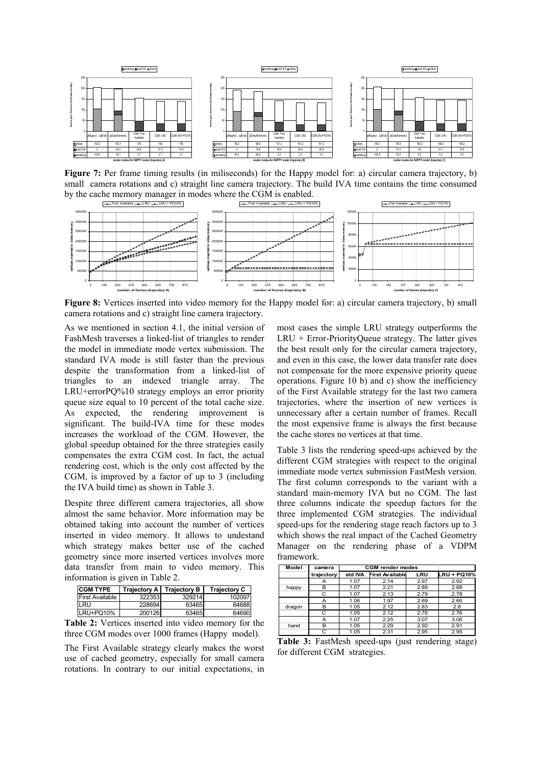**Figure 7:** Per frame timing results (in miliseconds) for the Happy model for: a) circular camera trajectory, b) small camera rotations and c) straight line camera trajectory. The build IVA time contains the time consumed by the cache memory manager in modes where the CGM is enabled.

**Figure 8:** Vertices inserted into video memory for the Happy model for: a) circular camera trajectory, b) small camera rotations and c) straight line camera trajectory.

As we mentioned in section 4.1, the initial version of FashMesh traverses a linked-list of triangles to render the model in immediate mode vertex submission. The standard IVA mode is still faster than the previous despite the transformation from a linked-list of triangles to an indexed triangle array. The LRU+errorPQ%10 strategy employs an error priority queue size equal to 10 percent of the total cache size. As expected, the rendering improvement is significant. The build-IVA time for these modes increases the workload of the CGM. However, the global speedup obtained for the three strategies easily compensates the extra CGM cost. In fact, the actual rendering cost, which is the only cost affected by the CGM, is improved by a factor of up to 3 (including the IVA build time) as shown in Table 3.

Despite three different camera trajectories, all show almost the same behavior. More information may be obtained taking into account the number of vertices inserted in video memory. It allows to undestand which strategy makes better use of the cached geometry since more inserted vertices involves more data transfer from main to video memory. This information is given in Table 2.

| CGM TYPE | Trajectory A | Trajectory B | Trajectory C |
|---|---|---|---|
| First Available | 322353 | 329214 | 102097 |
| LRU | 228694 | 63465 | 64688 |
| LRU+PQ10% | 200126 | 63465 | 64690 |

**Table 2:** Vertices inserted into video memory for the three CGM modes over 1000 frames (Happy model).

The First Available strategy clearly makes the worst use of cached geometry, especially for small camera rotations. In contrary to our initial expectations, in most cases the simple LRU strategy outperforms the LRU + Error-PriorityQueue strategy. The latter gives the best result only for the circular camera trajectory, and even in this case, the lower data transfer rate does not compensate for the more expensive priority queue operations. Figure 10 b) and c) show the inefficiency of the First Available strategy for the last two camera trajectories, where the insertion of new vertices is unnecessary after a certain number of frames. Recall the most expensive frame is always the first because the cache stores no vertices at that time.

Table 3 lists the rendering speed-ups achieved by the different CGM strategies with respect to the original immediate mode vertex submission FastMesh version. The first column corresponds to the variant with a standard main-memory IVA but no CGM. The last three columns indicate the speedup factors for the three implemented CGM strategies. The individual speed-ups for the rendering stage reach factors up to 3 which shows the real impact of the Cached Geometry Manager on the rendering phase of a VDPM framework.

| Model | camera | CGM render modes | | | |
|---|---|---|---|---|---|
| | trajectory | std IVA | First Available | LRU | LRU + PQ10% |
| happy | A | 1.07 | 2.14 | 2.97 | 2.92 |
| | B | 1.07 | 2.21 | 2.89 | 2.88 |
| | C | 1.07 | 2.13 | 2.79 | 2.78 |
| dragon | A | 1.06 | 1.97 | 2.69 | 2.66 |
| | B | 1.05 | 2.12 | 2.83 | 2.8 |
| | C | 1.05 | 2.12 | 2.76 | 2.76 |
| hand | A | 1.07 | 2.25 | 3.07 | 3.06 |
| | B | 1.05 | 2.29 | 2.92 | 2.91 |
| | C | 1.05 | 2.31 | 2.95 | 2.95 |

**Table 3:** FastMesh speed-ups (just rendering stage) for different CGM strategies.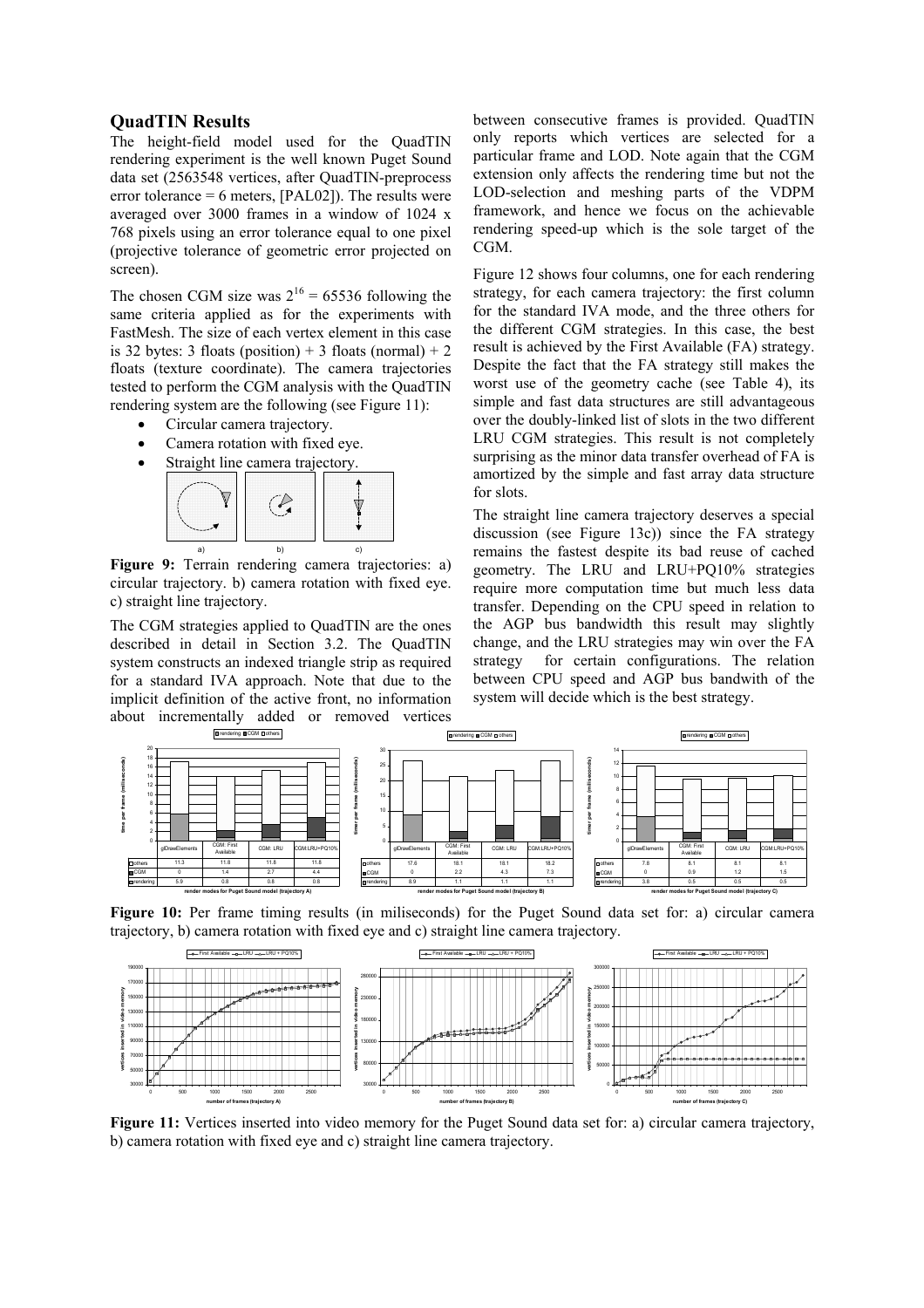## QuadTIN Results

The height-field model used for the QuadTIN rendering experiment is the well known Puget Sound data set (2563548 vertices, after QuadTIN-preprocess error tolerance = 6 meters, [PAL02]). The results were averaged over 3000 frames in a window of 1024 x 768 pixels using an error tolerance equal to one pixel (projective tolerance of geometric error projected on screen).

The chosen CGM size was $2^{16} = 65536$ following the same criteria applied as for the experiments with FastMesh. The size of each vertex element in this case is 32 bytes: 3 floats (position) + 3 floats (normal) + 2 floats (texture coordinate). The camera trajectories tested to perform the CGM analysis with the QuadTIN rendering system are the following (see Figure 11):

- Circular camera trajectory.
- Camera rotation with fixed eye.
- Straight line camera trajectory.

a) b) c)

**Figure 9:** Terrain rendering camera trajectories: a) circular trajectory. b) camera rotation with fixed eye. c) straight line trajectory.

The CGM strategies applied to QuadTIN are the ones described in detail in Section 3.2. The QuadTIN system constructs an indexed triangle strip as required for a standard IVA approach. Note that due to the implicit definition of the active front, no information about incrementally added or removed vertices between consecutive frames is provided. QuadTIN only reports which vertices are selected for a particular frame and LOD. Note again that the CGM extension only affects the rendering time but not the LOD-selection and meshing parts of the VDPM framework, and hence we focus on the achievable rendering speed-up which is the sole target of the CGM.

Figure 12 shows four columns, one for each rendering strategy, for each camera trajectory: the first column for the standard IVA mode, and the three others for the different CGM strategies. In this case, the best result is achieved by the First Available (FA) strategy. Despite the fact that the FA strategy still makes the worst use of the geometry cache (see Table 4), its simple and fast data structures are still advantageous over the doubly-linked list of slots in the two different LRU CGM strategies. This result is not completely surprising as the minor data transfer overhead of FA is amortized by the simple and fast array data structure for slots.

The straight line camera trajectory deserves a special discussion (see Figure 13c)) since the FA strategy remains the fastest despite its bad reuse of cached geometry. The LRU and LRU+PQ10% strategies require more computation time but much less data transfer. Depending on the CPU speed in relation to the AGP bus bandwidth this result may slightly change, and the LRU strategies may win over the FA strategy for certain configurations. The relation between CPU speed and AGP bus bandwith of the system will decide which is the best strategy.

render modes for Puget Sound model (trajectory A)

| | glDrawElements | CGM: First Available | CGM: LRU | CGM:LRU+PQ10% |
|---|---|---|---|---|
| others | 11.3 | 11.8 | 11.8 | 11.8 |
| CGM | 0 | 1.4 | 2.7 | 4.4 |
| rendering | 5.9 | 0.8 | 0.8 | 0.8 |

render modes for Puget Sound model (trajectory B)

| | glDrawElements | CGM: First Available | CGM: LRU | CGM:LRU+PQ10% |
|---|---|---|---|---|
| others | 17.6 | 18.1 | 18.1 | 18.2 |
| CGM | 0 | 2.2 | 4.3 | 7.3 |
| rendering | 8.9 | 1.1 | 1.1 | 1.1 |

render modes for Puget Sound model (trajectory C)

| | glDrawElements | CGM: First Available | CGM: LRU | CGM:LRU+PQ10% |
|---|---|---|---|---|
| others | 7.8 | 8.1 | 8.1 | 8.1 |
| CGM | 0 | 0.9 | 1.2 | 1.5 |
| rendering | 3.8 | 0.5 | 0.5 | 0.5 |

**Figure 10:** Per frame timing results (in miliseconds) for the Puget Sound data set for: a) circular camera trajectory, b) camera rotation with fixed eye and c) straight line camera trajectory.

**Figure 11:** Vertices inserted into video memory for the Puget Sound data set for: a) circular camera trajectory, b) camera rotation with fixed eye and c) straight line camera trajectory.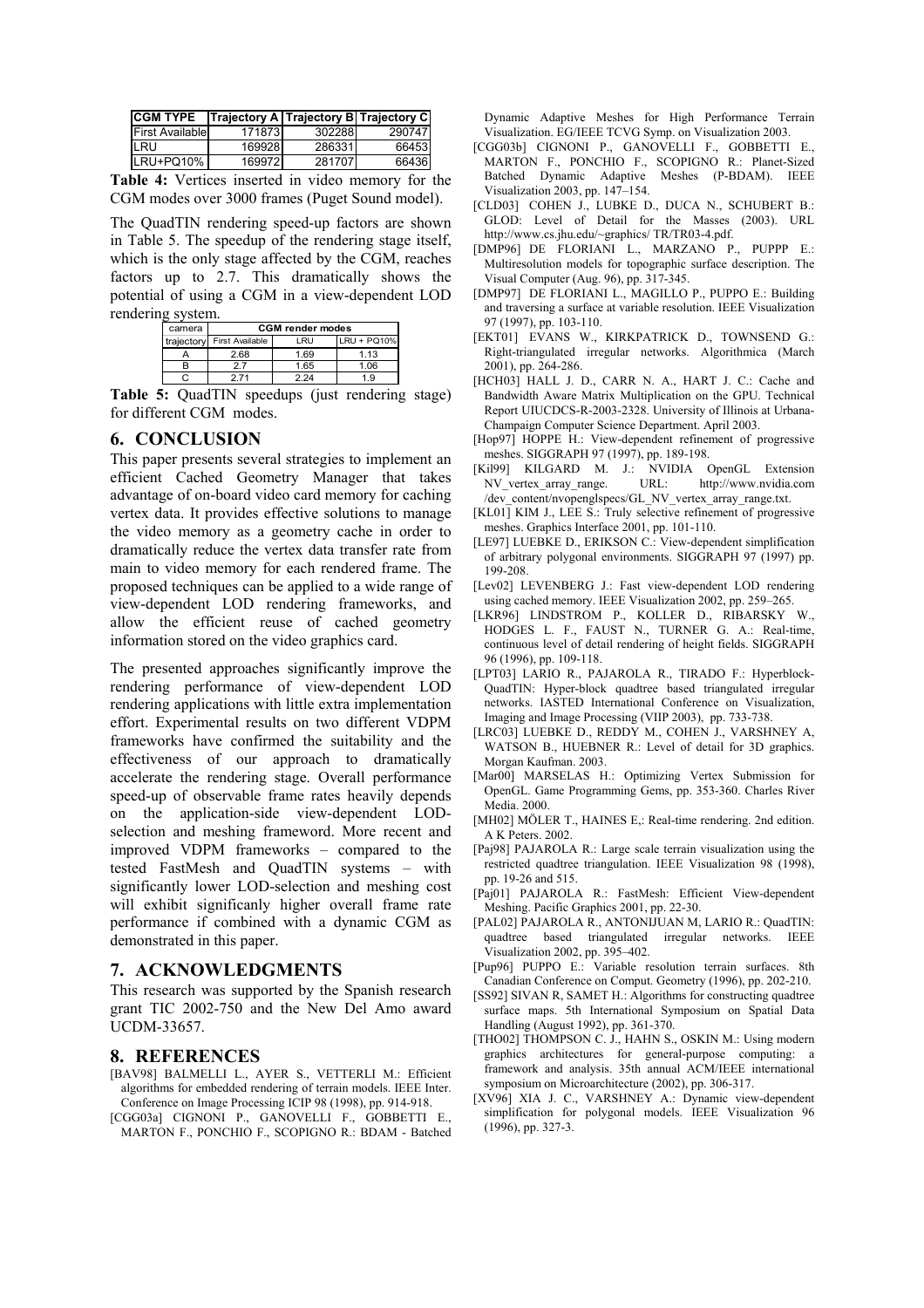| CGM TYPE | Trajectory A | Trajectory B | Trajectory C |
|---|---|---|---|
| First Available | 171873 | 302288 | 290747 |
| LRU | 169928 | 286331 | 66453 |
| LRU+PQ10% | 169972 | 281707 | 66436 |

**Table 4:** Vertices inserted in video memory for the CGM modes over 3000 frames (Puget Sound model).

The QuadTIN rendering speed-up factors are shown in Table 5. The speedup of the rendering stage itself, which is the only stage affected by the CGM, reaches factors up to 2.7. This dramatically shows the potential of using a CGM in a view-dependent LOD rendering system.

| camera | CGM render modes | | |
|---|---|---|---|
| trajectory | First Available | LRU | LRU + PQ10% |
| A | 2.68 | 1.69 | 1.13 |
| B | 2.7 | 1.65 | 1.06 |
| C | 2.71 | 2.24 | 1.9 |

**Table 5:** QuadTIN speedups (just rendering stage) for different CGM modes.

## 6. CONCLUSION

This paper presents several strategies to implement an efficient Cached Geometry Manager that takes advantage of on-board video card memory for caching vertex data. It provides effective solutions to manage the video memory as a geometry cache in order to dramatically reduce the vertex data transfer rate from main to video memory for each rendered frame. The proposed techniques can be applied to a wide range of view-dependent LOD rendering frameworks, and allow the efficient reuse of cached geometry information stored on the video graphics card.

The presented approaches significantly improve the rendering performance of view-dependent LOD rendering applications with little extra implementation effort. Experimental results on two different VDPM frameworks have confirmed the suitability and the effectiveness of our approach to dramatically accelerate the rendering stage. Overall performance speed-up of observable frame rates heavily depends on the application-side view-dependent LOD-selection and meshing frameword. More recent and improved VDPM frameworks – compared to the tested FastMesh and QuadTIN systems – with significantly lower LOD-selection and meshing cost will exhibit significanly higher overall frame rate performance if combined with a dynamic CGM as demonstrated in this paper.

## 7. ACKNOWLEDGMENTS

This research was supported by the Spanish research grant TIC 2002-750 and the New Del Amo award UCDM-33657.

## 8. REFERENCES

[BAV98] BALMELLI L., AYER S., VETTERLI M.: Efficient algorithms for embedded rendering of terrain models. IEEE Inter. Conference on Image Processing ICIP 98 (1998), pp. 914-918.

[CGG03a] CIGNONI P., GANOVELLI F., GOBBETTI E., MARTON F., PONCHIO F., SCOPIGNO R.: BDAM - Batched Dynamic Adaptive Meshes for High Performance Terrain Visualization. EG/IEEE TCVG Symp. on Visualization 2003.

[CGG03b] CIGNONI P., GANOVELLI F., GOBBETTI E., MARTON F., PONCHIO F., SCOPIGNO R.: Planet-Sized Batched Dynamic Adaptive Meshes (P-BDAM). IEEE Visualization 2003, pp. 147–154.

[CLD03] COHEN J., LUBKE D., DUCA N., SCHUBERT B.: GLOD: Level of Detail for the Masses (2003). URL http://www.cs.jhu.edu/~graphics/ TR/TR03-4.pdf.

[DMP96] DE FLORIANI L., MARZANO P., PUPPP E.: Multiresolution models for topographic surface description. The Visual Computer (Aug. 96), pp. 317-345.

[DMP97] DE FLORIANI L., MAGILLO P., PUPPO E.: Building and traversing a surface at variable resolution. IEEE Visualization 97 (1997), pp. 103-110.

[EKT01] EVANS W., KIRKPATRICK D., TOWNSEND G.: Right-triangulated irregular networks. Algorithmica (March 2001), pp. 264-286.

[HCH03] HALL J. D., CARR N. A., HART J. C.: Cache and Bandwidth Aware Matrix Multiplication on the GPU. Technical Report UIUCDCS-R-2003-2328. University of Illinois at Urbana-Champaign Computer Science Department. April 2003.

[Hop97] HOPPE H.: View-dependent refinement of progressive meshes. SIGGRAPH 97 (1997), pp. 189-198.

[Kil99] KILGARD M. J.: NVIDIA OpenGL Extension NV_vertex_array_range. URL: http://www.nvidia.com /dev_content/nvopenglspecs/GL_NV_vertex_array_range.txt.

[KL01] KIM J., LEE S.: Truly selective refinement of progressive meshes. Graphics Interface 2001, pp. 101-110.

[LE97] LUEBKE D., ERIKSON C.: View-dependent simplification of arbitrary polygonal environments. SIGGRAPH 97 (1997) pp. 199-208.

[Lev02] LEVENBERG J.: Fast view-dependent LOD rendering using cached memory. IEEE Visualization 2002, pp. 259–265.

[LKR96] LINDSTROM P., KOLLER D., RIBARSKY W., HODGES L. F., FAUST N., TURNER G. A.: Real-time, continuous level of detail rendering of height fields. SIGGRAPH 96 (1996), pp. 109-118.

[LPT03] LARIO R., PAJAROLA R., TIRADO F.: Hyperblock-QuadTIN: Hyper-block quadtree based triangulated irregular networks. IASTED International Conference on Visualization, Imaging and Image Processing (VIIP 2003), pp. 733-738.

[LRC03] LUEBKE D., REDDY M., COHEN J., VARSHNEY A, WATSON B., HUEBNER R.: Level of detail for 3D graphics. Morgan Kaufman. 2003.

[Mar00] MARSELAS H.: Optimizing Vertex Submission for OpenGL. Game Programming Gems, pp. 353-360. Charles River Media. 2000.

[MH02] MÖLER T., HAINES E,: Real-time rendering. 2nd edition. A K Peters. 2002.

[Paj98] PAJAROLA R.: Large scale terrain visualization using the restricted quadtree triangulation. IEEE Visualization 98 (1998), pp. 19-26 and 515.

[Paj01] PAJAROLA R.: FastMesh: Efficient View-dependent Meshing. Pacific Graphics 2001, pp. 22-30.

[PAL02] PAJAROLA R., ANTONIJUAN M, LARIO R.: QuadTIN: quadtree based triangulated irregular networks. IEEE Visualization 2002, pp. 395–402.

[Pup96] PUPPO E.: Variable resolution terrain surfaces. 8th Canadian Conference on Comput. Geometry (1996), pp. 202-210.

[SS92] SIVAN R, SAMET H.: Algorithms for constructing quadtree surface maps. 5th International Symposium on Spatial Data Handling (August 1992), pp. 361-370.

[THO02] THOMPSON C. J., HAHN S., OSKIN M.: Using modern graphics architectures for general-purpose computing: a framework and analysis. 35th annual ACM/IEEE international symposium on Microarchitecture (2002), pp. 306-317.

[XV96] XIA J. C., VARSHNEY A.: Dynamic view-dependent simplification for polygonal models. IEEE Visualization 96 (1996), pp. 327-3.